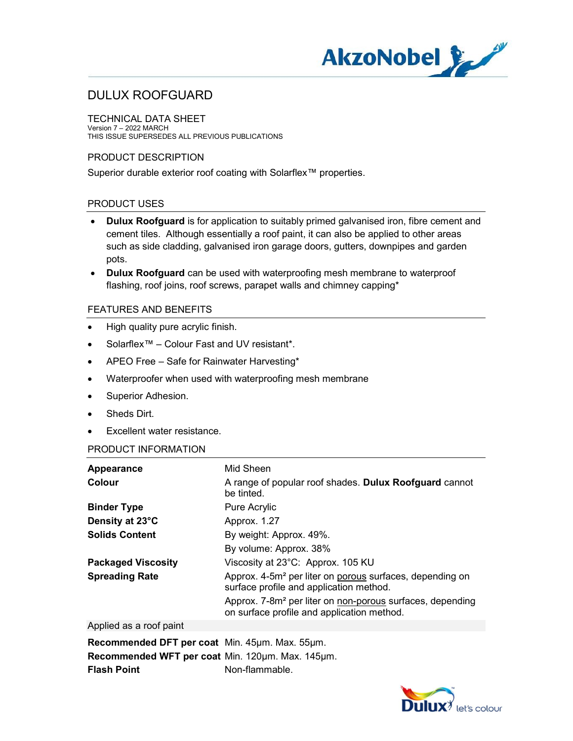# DULUX ROOFGUARD

## TECHNICAL DATA SHEET

Version 7 – 2022 MARCH
THIS ISSUE SUPERSEDES ALL PREVIOUS PUBLICATIONS

## PRODUCT DESCRIPTION

Superior durable exterior roof coating with Solarflex™ properties.

## PRODUCT USES

- **Dulux Roofguard** is for application to suitably primed galvanised iron, fibre cement and cement tiles. Although essentially a roof paint, it can also be applied to other areas such as side cladding, galvanised iron garage doors, gutters, downpipes and garden pots.
- **Dulux Roofguard** can be used with waterproofing mesh membrane to waterproof flashing, roof joins, roof screws, parapet walls and chimney capping*

## FEATURES AND BENEFITS

- High quality pure acrylic finish.
- Solarflex™ – Colour Fast and UV resistant*.
- APEO Free – Safe for Rainwater Harvesting*
- Waterproofer when used with waterproofing mesh membrane
- Superior Adhesion.
- Sheds Dirt.
- Excellent water resistance.

## PRODUCT INFORMATION

| | |
|---|---|
| **Appearance** | Mid Sheen |
| **Colour** | A range of popular roof shades. **Dulux Roofguard** cannot be tinted. |
| **Binder Type** | Pure Acrylic |
| **Density at 23°C** | Approx. 1.27 |
| **Solids Content** | By weight: Approx. 49%. |
| | By volume: Approx. 38% |
| **Packaged Viscosity** | Viscosity at 23°C: Approx. 105 KU |
| **Spreading Rate** | Approx. 4-5m² per liter on porous surfaces, depending on surface profile and application method. |
| | Approx. 7-8m² per liter on non-porous surfaces, depending on surface profile and application method. |
| Applied as a roof paint | |
| **Recommended DFT per coat** | Min. 45µm. Max. 55µm. |
| **Recommended WFT per coat** | Min. 120µm. Max. 145µm. |
| **Flash Point** | Non-flammable. |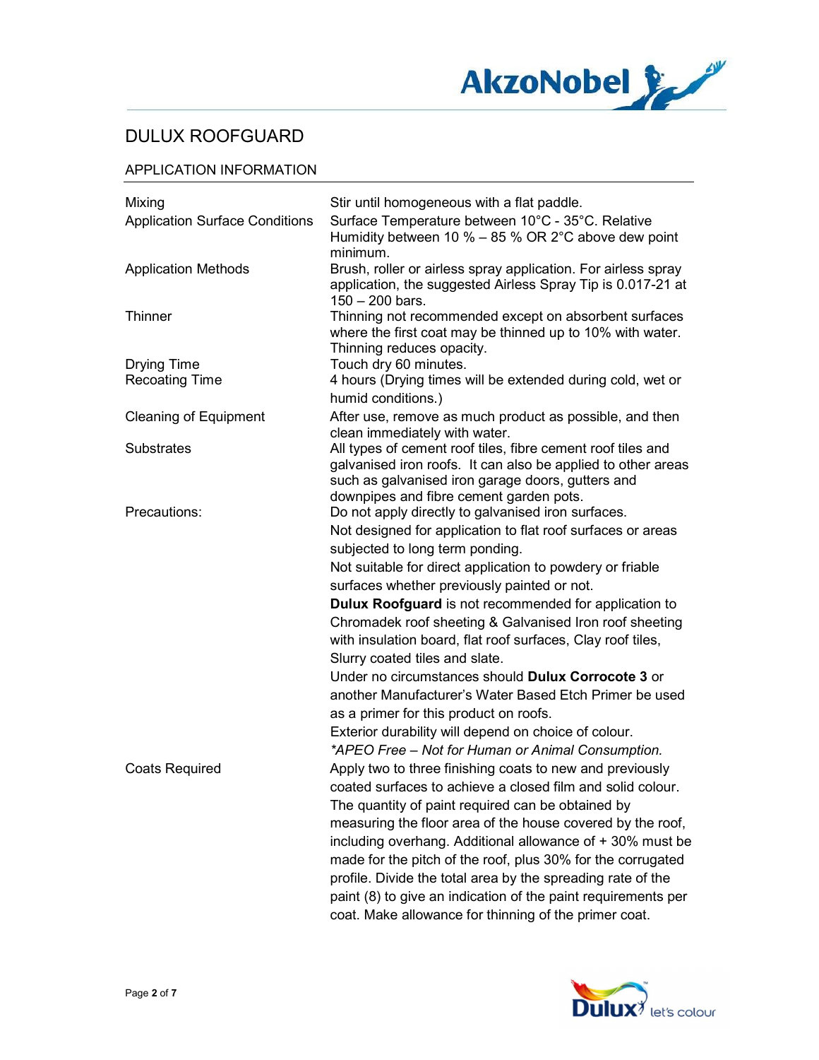# DULUX ROOFGUARD

## APPLICATION INFORMATION

| | |
|---|---|
| Mixing | Stir until homogeneous with a flat paddle. |
| Application Surface Conditions | Surface Temperature between 10°C - 35°C. Relative Humidity between 10 % – 85 % OR 2°C above dew point minimum. |
| Application Methods | Brush, roller or airless spray application. For airless spray application, the suggested Airless Spray Tip is 0.017-21 at 150 – 200 bars. |
| Thinner | Thinning not recommended except on absorbent surfaces where the first coat may be thinned up to 10% with water. Thinning reduces opacity. |
| Drying Time | Touch dry 60 minutes. |
| Recoating Time | 4 hours (Drying times will be extended during cold, wet or humid conditions.) |
| Cleaning of Equipment | After use, remove as much product as possible, and then clean immediately with water. |
| Substrates | All types of cement roof tiles, fibre cement roof tiles and galvanised iron roofs. It can also be applied to other areas such as galvanised iron garage doors, gutters and downpipes and fibre cement garden pots. |
| Precautions: | Do not apply directly to galvanised iron surfaces.<br>Not designed for application to flat roof surfaces or areas subjected to long term ponding.<br>Not suitable for direct application to powdery or friable surfaces whether previously painted or not.<br>**Dulux Roofguard** is not recommended for application to Chromadek roof sheeting & Galvanised Iron roof sheeting with insulation board, flat roof surfaces, Clay roof tiles, Slurry coated tiles and slate.<br>Under no circumstances should **Dulux Corrocote 3** or another Manufacturer's Water Based Etch Primer be used as a primer for this product on roofs.<br>Exterior durability will depend on choice of colour.<br>*\*APEO Free – Not for Human or Animal Consumption.* |
| Coats Required | Apply two to three finishing coats to new and previously coated surfaces to achieve a closed film and solid colour. The quantity of paint required can be obtained by measuring the floor area of the house covered by the roof, including overhang. Additional allowance of + 30% must be made for the pitch of the roof, plus 30% for the corrugated profile. Divide the total area by the spreading rate of the paint (8) to give an indication of the paint requirements per coat. Make allowance for thinning of the primer coat. |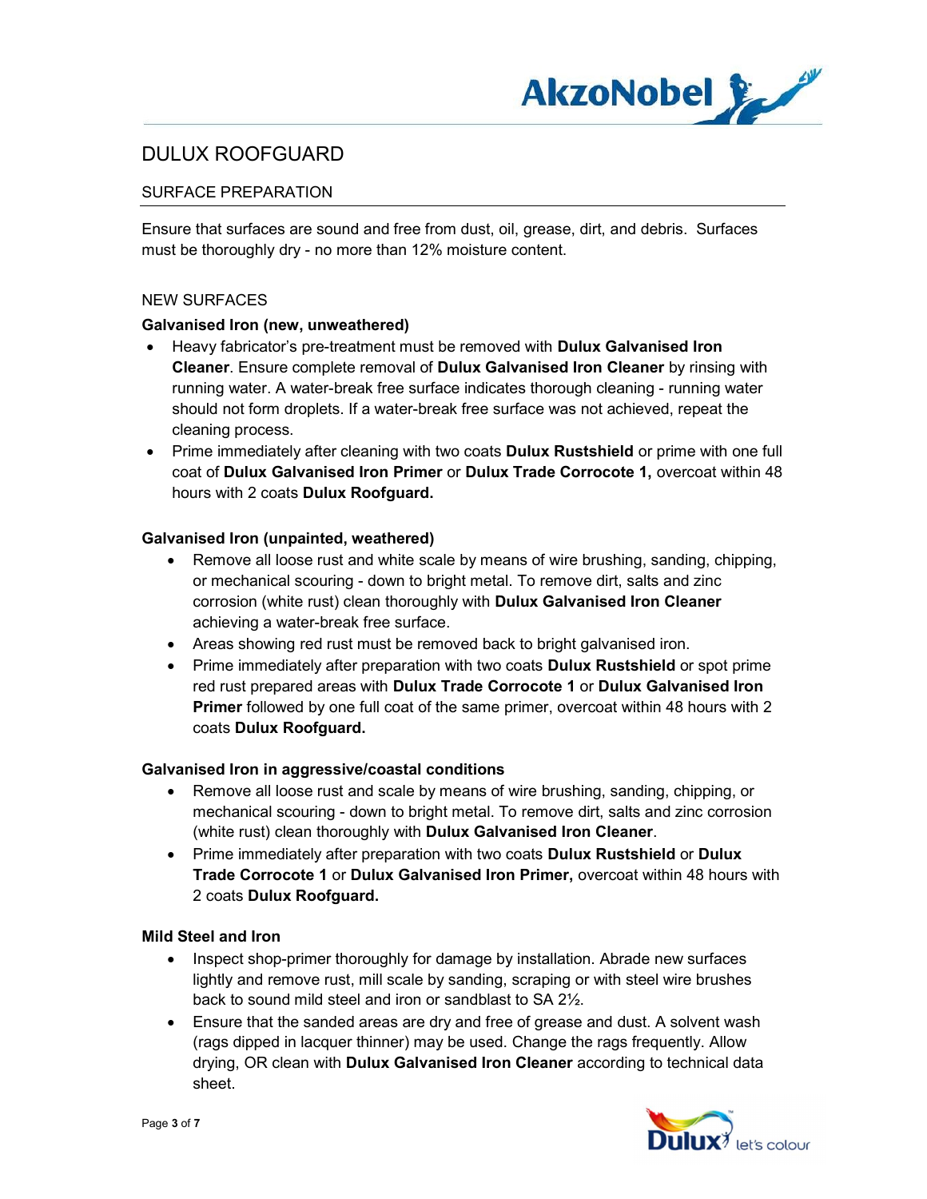# DULUX ROOFGUARD

## SURFACE PREPARATION

Ensure that surfaces are sound and free from dust, oil, grease, dirt, and debris. Surfaces must be thoroughly dry - no more than 12% moisture content.

### NEW SURFACES

**Galvanised Iron (new, unweathered)**

- Heavy fabricator's pre-treatment must be removed with **Dulux Galvanised Iron Cleaner**. Ensure complete removal of **Dulux Galvanised Iron Cleaner** by rinsing with running water. A water-break free surface indicates thorough cleaning - running water should not form droplets. If a water-break free surface was not achieved, repeat the cleaning process.
- Prime immediately after cleaning with two coats **Dulux Rustshield** or prime with one full coat of **Dulux Galvanised Iron Primer** or **Dulux Trade Corrocote 1,** overcoat within 48 hours with 2 coats **Dulux Roofguard.**

**Galvanised Iron (unpainted, weathered)**

- Remove all loose rust and white scale by means of wire brushing, sanding, chipping, or mechanical scouring - down to bright metal. To remove dirt, salts and zinc corrosion (white rust) clean thoroughly with **Dulux Galvanised Iron Cleaner** achieving a water-break free surface.
- Areas showing red rust must be removed back to bright galvanised iron.
- Prime immediately after preparation with two coats **Dulux Rustshield** or spot prime red rust prepared areas with **Dulux Trade Corrocote 1** or **Dulux Galvanised Iron Primer** followed by one full coat of the same primer, overcoat within 48 hours with 2 coats **Dulux Roofguard.**

**Galvanised Iron in aggressive/coastal conditions**

- Remove all loose rust and scale by means of wire brushing, sanding, chipping, or mechanical scouring - down to bright metal. To remove dirt, salts and zinc corrosion (white rust) clean thoroughly with **Dulux Galvanised Iron Cleaner**.
- Prime immediately after preparation with two coats **Dulux Rustshield** or **Dulux Trade Corrocote 1** or **Dulux Galvanised Iron Primer,** overcoat within 48 hours with 2 coats **Dulux Roofguard.**

**Mild Steel and Iron**

- Inspect shop-primer thoroughly for damage by installation. Abrade new surfaces lightly and remove rust, mill scale by sanding, scraping or with steel wire brushes back to sound mild steel and iron or sandblast to SA 2½.
- Ensure that the sanded areas are dry and free of grease and dust. A solvent wash (rags dipped in lacquer thinner) may be used. Change the rags frequently. Allow drying, OR clean with **Dulux Galvanised Iron Cleaner** according to technical data sheet.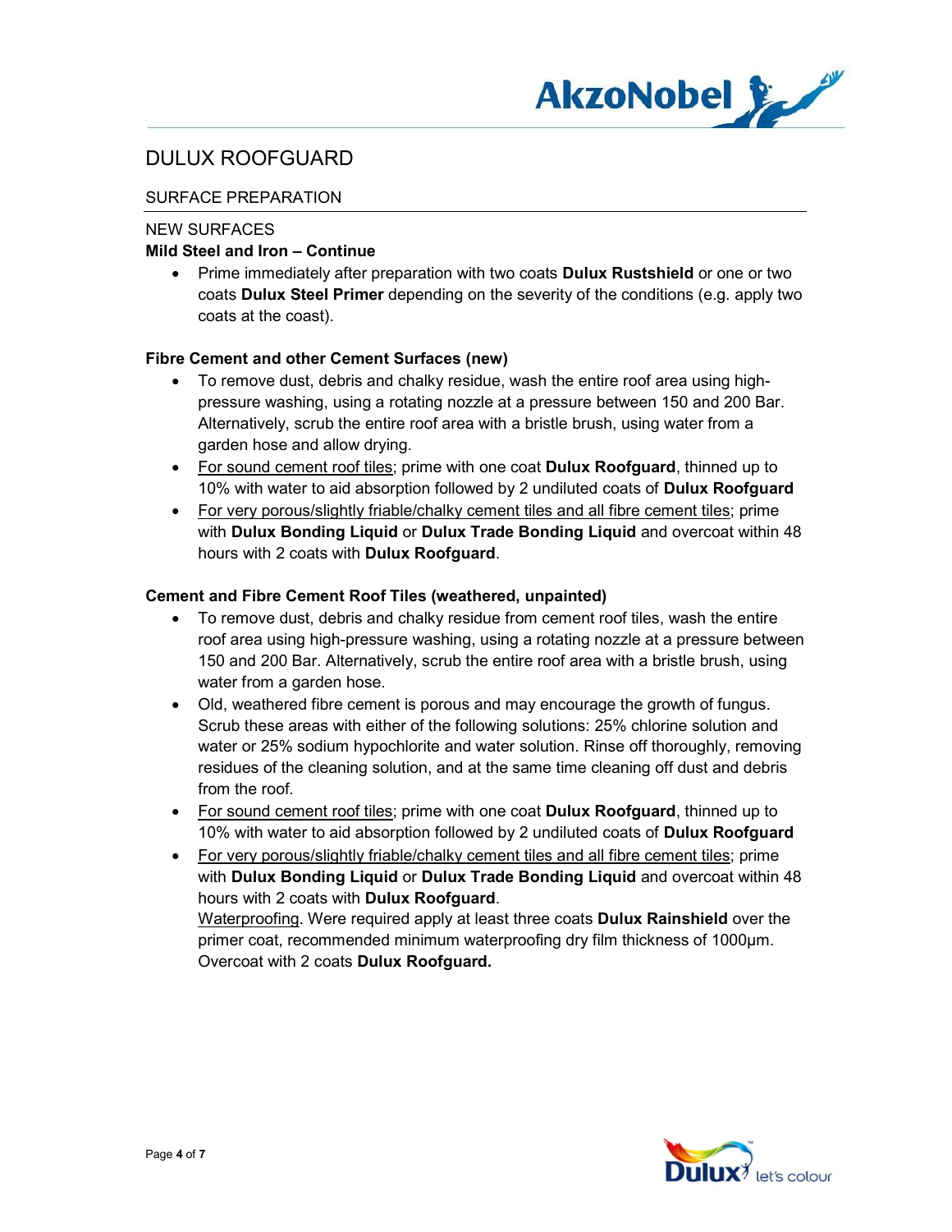# DULUX ROOFGUARD

## SURFACE PREPARATION

### NEW SURFACES

**Mild Steel and Iron – Continue**

- Prime immediately after preparation with two coats **Dulux Rustshield** or one or two coats **Dulux Steel Primer** depending on the severity of the conditions (e.g. apply two coats at the coast).

**Fibre Cement and other Cement Surfaces (new)**

- To remove dust, debris and chalky residue, wash the entire roof area using high-pressure washing, using a rotating nozzle at a pressure between 150 and 200 Bar. Alternatively, scrub the entire roof area with a bristle brush, using water from a garden hose and allow drying.
- <u>For sound cement roof tiles</u>; prime with one coat **Dulux Roofguard**, thinned up to 10% with water to aid absorption followed by 2 undiluted coats of **Dulux Roofguard**
- <u>For very porous/slightly friable/chalky cement tiles and all fibre cement tiles</u>; prime with **Dulux Bonding Liquid** or **Dulux Trade Bonding Liquid** and overcoat within 48 hours with 2 coats with **Dulux Roofguard**.

**Cement and Fibre Cement Roof Tiles (weathered, unpainted)**

- To remove dust, debris and chalky residue from cement roof tiles, wash the entire roof area using high-pressure washing, using a rotating nozzle at a pressure between 150 and 200 Bar. Alternatively, scrub the entire roof area with a bristle brush, using water from a garden hose.
- Old, weathered fibre cement is porous and may encourage the growth of fungus. Scrub these areas with either of the following solutions: 25% chlorine solution and water or 25% sodium hypochlorite and water solution. Rinse off thoroughly, removing residues of the cleaning solution, and at the same time cleaning off dust and debris from the roof.
- <u>For sound cement roof tiles</u>; prime with one coat **Dulux Roofguard**, thinned up to 10% with water to aid absorption followed by 2 undiluted coats of **Dulux Roofguard**
- <u>For very porous/slightly friable/chalky cement tiles and all fibre cement tiles</u>; prime with **Dulux Bonding Liquid** or **Dulux Trade Bonding Liquid** and overcoat within 48 hours with 2 coats with **Dulux Roofguard**.
  <u>Waterproofing</u>. Were required apply at least three coats **Dulux Rainshield** over the primer coat, recommended minimum waterproofing dry film thickness of 1000µm. Overcoat with 2 coats **Dulux Roofguard.**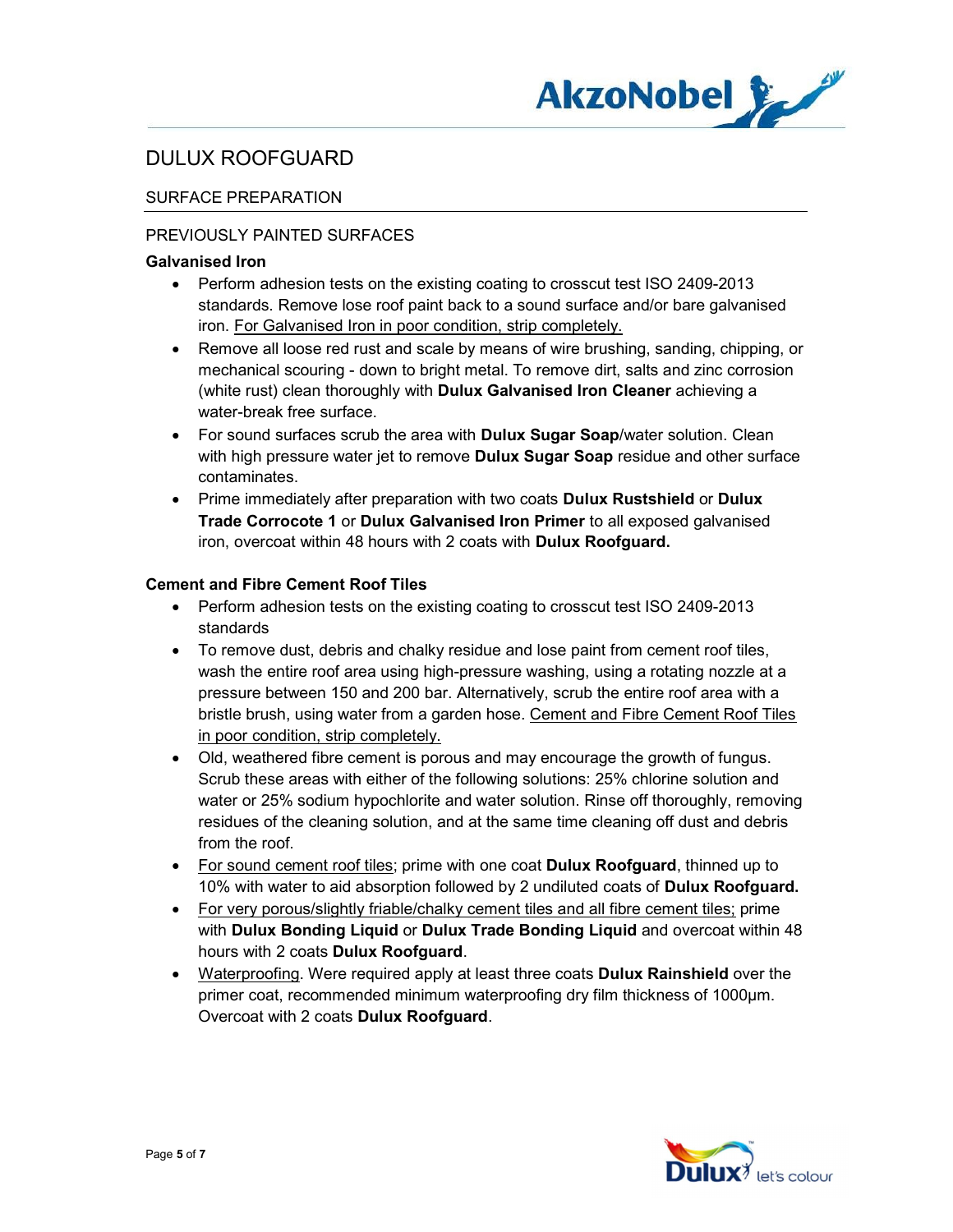# DULUX ROOFGUARD

## SURFACE PREPARATION

### PREVIOUSLY PAINTED SURFACES

**Galvanised Iron**

- Perform adhesion tests on the existing coating to crosscut test ISO 2409-2013 standards. Remove lose roof paint back to a sound surface and/or bare galvanised iron. <u>For Galvanised Iron in poor condition, strip completely.</u>
- Remove all loose red rust and scale by means of wire brushing, sanding, chipping, or mechanical scouring - down to bright metal. To remove dirt, salts and zinc corrosion (white rust) clean thoroughly with **Dulux Galvanised Iron Cleaner** achieving a water-break free surface.
- For sound surfaces scrub the area with **Dulux Sugar Soap**/water solution. Clean with high pressure water jet to remove **Dulux Sugar Soap** residue and other surface contaminates.
- Prime immediately after preparation with two coats **Dulux Rustshield** or **Dulux Trade Corrocote 1** or **Dulux Galvanised Iron Primer** to all exposed galvanised iron, overcoat within 48 hours with 2 coats with **Dulux Roofguard.**

**Cement and Fibre Cement Roof Tiles**

- Perform adhesion tests on the existing coating to crosscut test ISO 2409-2013 standards
- To remove dust, debris and chalky residue and lose paint from cement roof tiles, wash the entire roof area using high-pressure washing, using a rotating nozzle at a pressure between 150 and 200 bar. Alternatively, scrub the entire roof area with a bristle brush, using water from a garden hose. <u>Cement and Fibre Cement Roof Tiles in poor condition, strip completely.</u>
- Old, weathered fibre cement is porous and may encourage the growth of fungus. Scrub these areas with either of the following solutions: 25% chlorine solution and water or 25% sodium hypochlorite and water solution. Rinse off thoroughly, removing residues of the cleaning solution, and at the same time cleaning off dust and debris from the roof.
- <u>For sound cement roof tiles</u>; prime with one coat **Dulux Roofguard**, thinned up to 10% with water to aid absorption followed by 2 undiluted coats of **Dulux Roofguard.**
- <u>For very porous/slightly friable/chalky cement tiles and all fibre cement tiles;</u> prime with **Dulux Bonding Liquid** or **Dulux Trade Bonding Liquid** and overcoat within 48 hours with 2 coats **Dulux Roofguard**.
- <u>Waterproofing</u>. Were required apply at least three coats **Dulux Rainshield** over the primer coat, recommended minimum waterproofing dry film thickness of 1000µm. Overcoat with 2 coats **Dulux Roofguard**.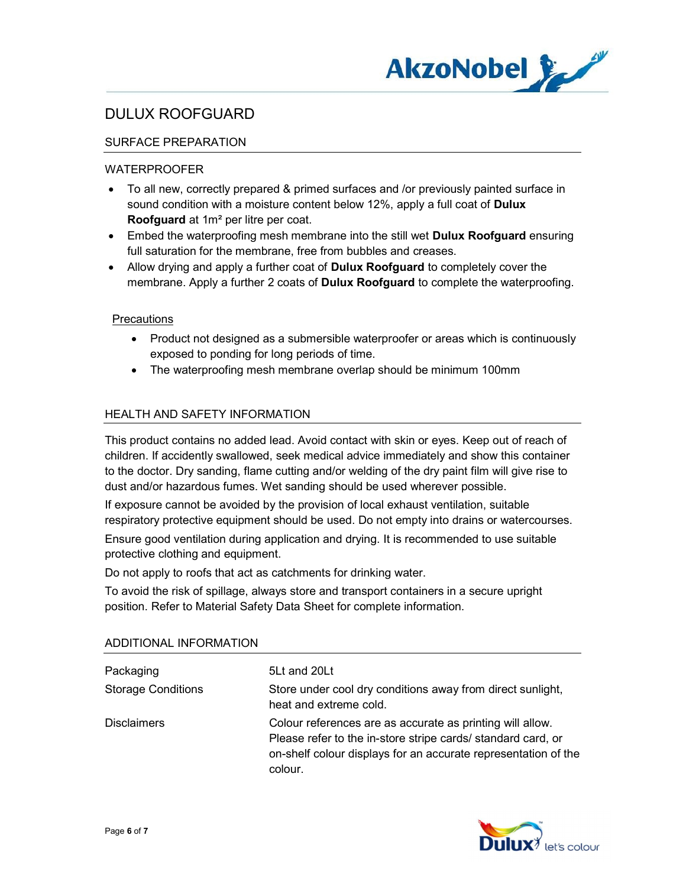# DULUX ROOFGUARD

## SURFACE PREPARATION

### WATERPROOFER

- To all new, correctly prepared & primed surfaces and /or previously painted surface in sound condition with a moisture content below 12%, apply a full coat of **Dulux Roofguard** at 1m² per litre per coat.
- Embed the waterproofing mesh membrane into the still wet **Dulux Roofguard** ensuring full saturation for the membrane, free from bubbles and creases.
- Allow drying and apply a further coat of **Dulux Roofguard** to completely cover the membrane. Apply a further 2 coats of **Dulux Roofguard** to complete the waterproofing.

#### Precautions

- Product not designed as a submersible waterproofer or areas which is continuously exposed to ponding for long periods of time.
- The waterproofing mesh membrane overlap should be minimum 100mm

## HEALTH AND SAFETY INFORMATION

This product contains no added lead. Avoid contact with skin or eyes. Keep out of reach of children. If accidently swallowed, seek medical advice immediately and show this container to the doctor. Dry sanding, flame cutting and/or welding of the dry paint film will give rise to dust and/or hazardous fumes. Wet sanding should be used wherever possible.

If exposure cannot be avoided by the provision of local exhaust ventilation, suitable respiratory protective equipment should be used. Do not empty into drains or watercourses.

Ensure good ventilation during application and drying. It is recommended to use suitable protective clothing and equipment.

Do not apply to roofs that act as catchments for drinking water.

To avoid the risk of spillage, always store and transport containers in a secure upright position. Refer to Material Safety Data Sheet for complete information.

## ADDITIONAL INFORMATION

| | |
|---|---|
| Packaging | 5Lt and 20Lt |
| Storage Conditions | Store under cool dry conditions away from direct sunlight, heat and extreme cold. |
| Disclaimers | Colour references are as accurate as printing will allow. Please refer to the in-store stripe cards/ standard card, or on-shelf colour displays for an accurate representation of the colour. |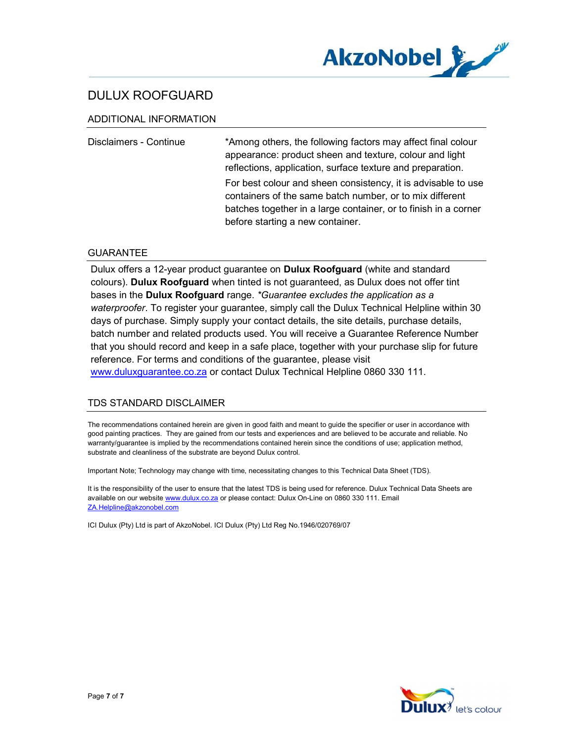# DULUX ROOFGUARD

## ADDITIONAL INFORMATION

| | |
|---|---|
| Disclaimers - Continue | *Among others, the following factors may affect final colour appearance: product sheen and texture, colour and light reflections, application, surface texture and preparation. For best colour and sheen consistency, it is advisable to use containers of the same batch number, or to mix different batches together in a large container, or to finish in a corner before starting a new container. |

## GUARANTEE

Dulux offers a 12-year product guarantee on **Dulux Roofguard** (white and standard colours). **Dulux Roofguard** when tinted is not guaranteed, as Dulux does not offer tint bases in the **Dulux Roofguard** range. *\*Guarantee excludes the application as a waterproofer.* To register your guarantee, simply call the Dulux Technical Helpline within 30 days of purchase. Simply supply your contact details, the site details, purchase details, batch number and related products used. You will receive a Guarantee Reference Number that you should record and keep in a safe place, together with your purchase slip for future reference. For terms and conditions of the guarantee, please visit www.duluxguarantee.co.za or contact Dulux Technical Helpline 0860 330 111.

## TDS STANDARD DISCLAIMER

The recommendations contained herein are given in good faith and meant to guide the specifier or user in accordance with good painting practices. They are gained from our tests and experiences and are believed to be accurate and reliable. No warranty/guarantee is implied by the recommendations contained herein since the conditions of use; application method, substrate and cleanliness of the substrate are beyond Dulux control.

Important Note; Technology may change with time, necessitating changes to this Technical Data Sheet (TDS).

It is the responsibility of the user to ensure that the latest TDS is being used for reference. Dulux Technical Data Sheets are available on our website www.dulux.co.za or please contact: Dulux On-Line on 0860 330 111. Email ZA.Helpline@akzonobel.com

ICI Dulux (Pty) Ltd is part of AkzoNobel. ICI Dulux (Pty) Ltd Reg No.1946/020769/07